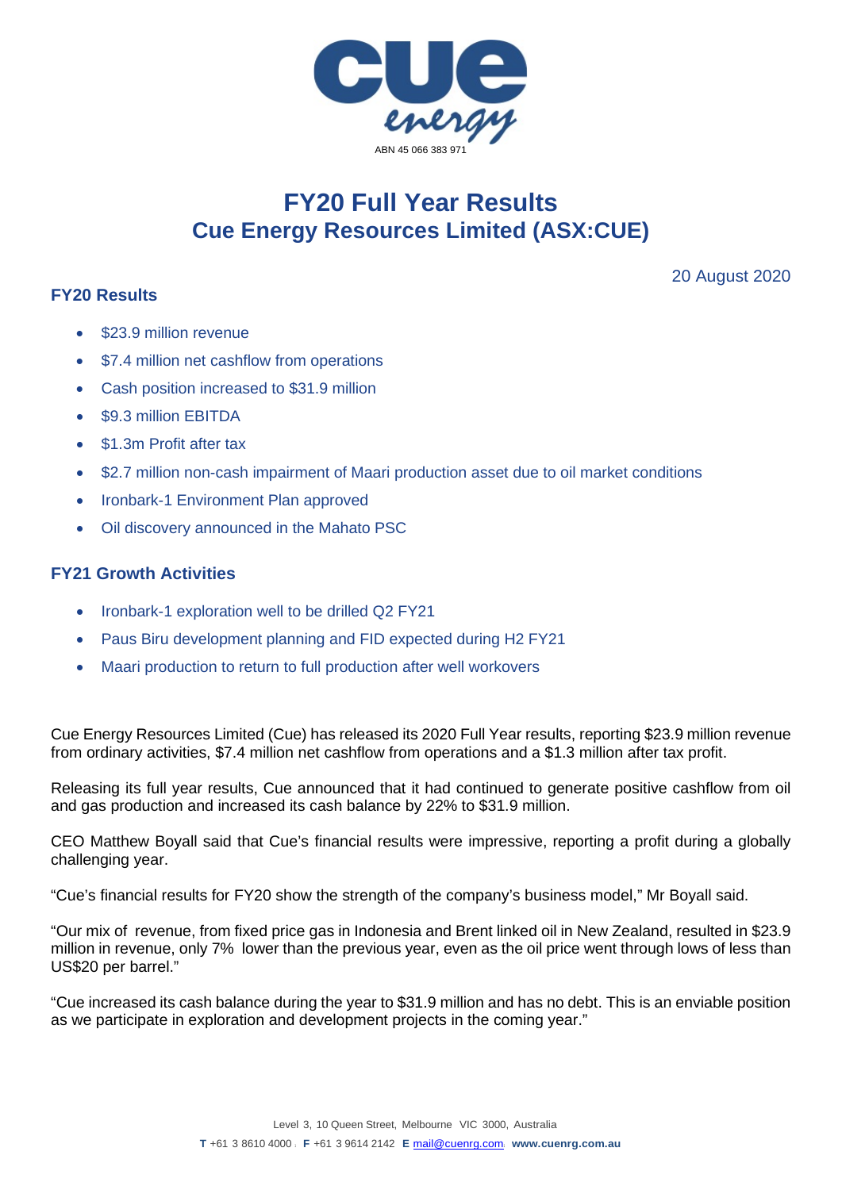ABN 45 066 383 971

# FY20 Full Year Results
# Cue Energy Resources Limited (ASX:CUE)

20 August 2020

### FY20 Results

- $23.9 million revenue
- $7.4 million net cashflow from operations
- Cash position increased to $31.9 million
- $9.3 million EBITDA
- $1.3m Profit after tax
- $2.7 million non-cash impairment of Maari production asset due to oil market conditions
- Ironbark-1 Environment Plan approved
- Oil discovery announced in the Mahato PSC

### FY21 Growth Activities

- Ironbark-1 exploration well to be drilled Q2 FY21
- Paus Biru development planning and FID expected during H2 FY21
- Maari production to return to full production after well workovers

Cue Energy Resources Limited (Cue) has released its 2020 Full Year results, reporting $23.9 million revenue from ordinary activities, $7.4 million net cashflow from operations and a $1.3 million after tax profit.

Releasing its full year results, Cue announced that it had continued to generate positive cashflow from oil and gas production and increased its cash balance by 22% to $31.9 million.

CEO Matthew Boyall said that Cue's financial results were impressive, reporting a profit during a globally challenging year.

"Cue's financial results for FY20 show the strength of the company's business model," Mr Boyall said.

"Our mix of revenue, from fixed price gas in Indonesia and Brent linked oil in New Zealand, resulted in $23.9 million in revenue, only 7% lower than the previous year, even as the oil price went through lows of less than US$20 per barrel."

"Cue increased its cash balance during the year to $31.9 million and has no debt. This is an enviable position as we participate in exploration and development projects in the coming year."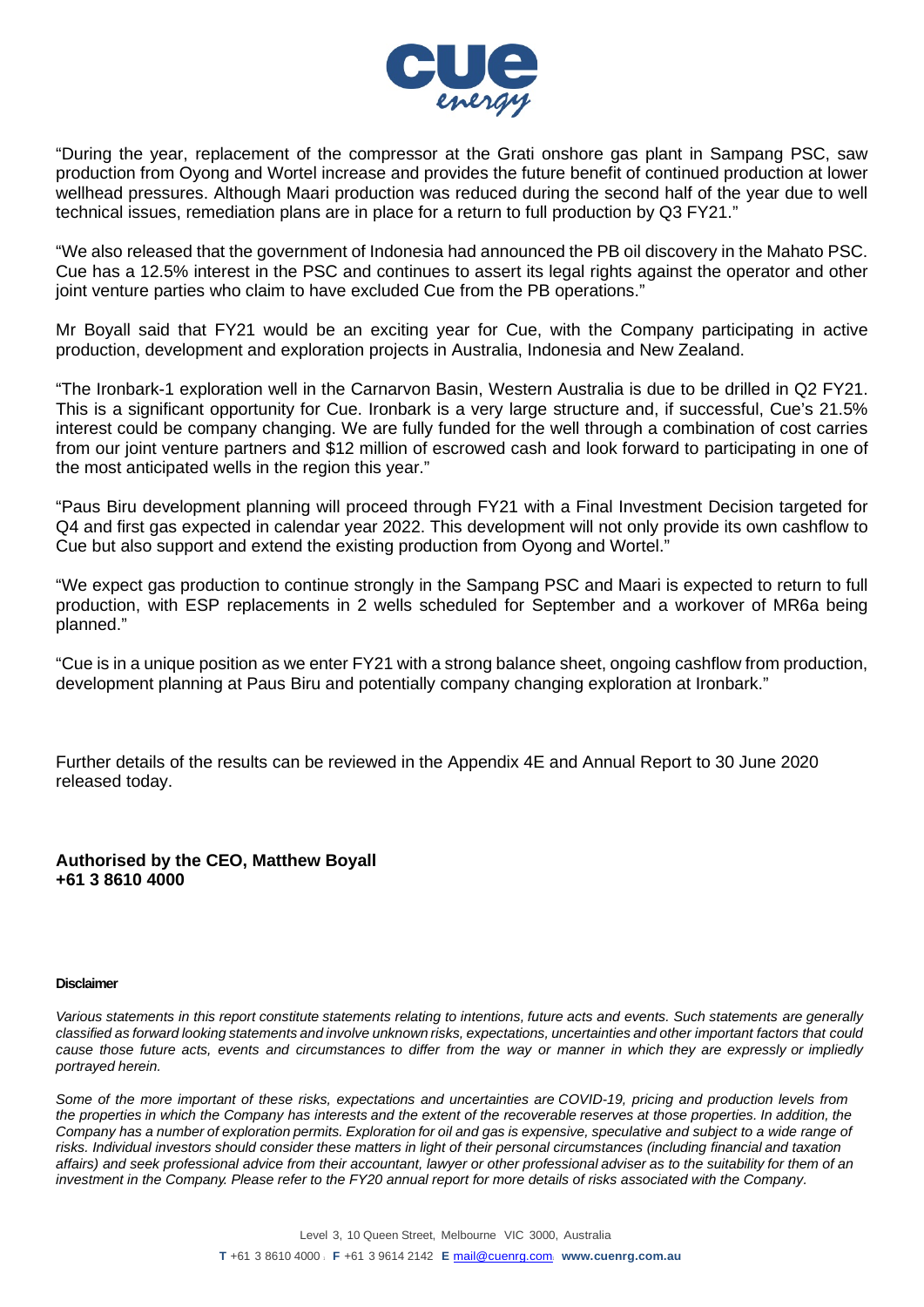"During the year, replacement of the compressor at the Grati onshore gas plant in Sampang PSC, saw production from Oyong and Wortel increase and provides the future benefit of continued production at lower wellhead pressures. Although Maari production was reduced during the second half of the year due to well technical issues, remediation plans are in place for a return to full production by Q3 FY21."

"We also released that the government of Indonesia had announced the PB oil discovery in the Mahato PSC. Cue has a 12.5% interest in the PSC and continues to assert its legal rights against the operator and other joint venture parties who claim to have excluded Cue from the PB operations."

Mr Boyall said that FY21 would be an exciting year for Cue, with the Company participating in active production, development and exploration projects in Australia, Indonesia and New Zealand.

"The Ironbark-1 exploration well in the Carnarvon Basin, Western Australia is due to be drilled in Q2 FY21. This is a significant opportunity for Cue. Ironbark is a very large structure and, if successful, Cue's 21.5% interest could be company changing. We are fully funded for the well through a combination of cost carries from our joint venture partners and $12 million of escrowed cash and look forward to participating in one of the most anticipated wells in the region this year."

"Paus Biru development planning will proceed through FY21 with a Final Investment Decision targeted for Q4 and first gas expected in calendar year 2022. This development will not only provide its own cashflow to Cue but also support and extend the existing production from Oyong and Wortel."

"We expect gas production to continue strongly in the Sampang PSC and Maari is expected to return to full production, with ESP replacements in 2 wells scheduled for September and a workover of MR6a being planned."

"Cue is in a unique position as we enter FY21 with a strong balance sheet, ongoing cashflow from production, development planning at Paus Biru and potentially company changing exploration at Ironbark."

Further details of the results can be reviewed in the Appendix 4E and Annual Report to 30 June 2020 released today.

**Authorised by the CEO, Matthew Boyall**
**+61 3 8610 4000**

**Disclaimer**

*Various statements in this report constitute statements relating to intentions, future acts and events. Such statements are generally classified as forward looking statements and involve unknown risks, expectations, uncertainties and other important factors that could cause those future acts, events and circumstances to differ from the way or manner in which they are expressly or impliedly portrayed herein.*

*Some of the more important of these risks, expectations and uncertainties are COVID-19, pricing and production levels from the properties in which the Company has interests and the extent of the recoverable reserves at those properties. In addition, the Company has a number of exploration permits. Exploration for oil and gas is expensive, speculative and subject to a wide range of risks. Individual investors should consider these matters in light of their personal circumstances (including financial and taxation affairs) and seek professional advice from their accountant, lawyer or other professional adviser as to the suitability for them of an investment in the Company. Please refer to the FY20 annual report for more details of risks associated with the Company.*

Level 3, 10 Queen Street, Melbourne VIC 3000, Australia

**T** +61 3 8610 4000 | **F** +61 3 9614 2142 **E** mail@cuenrg.com | **www.cuenrg.com.au**